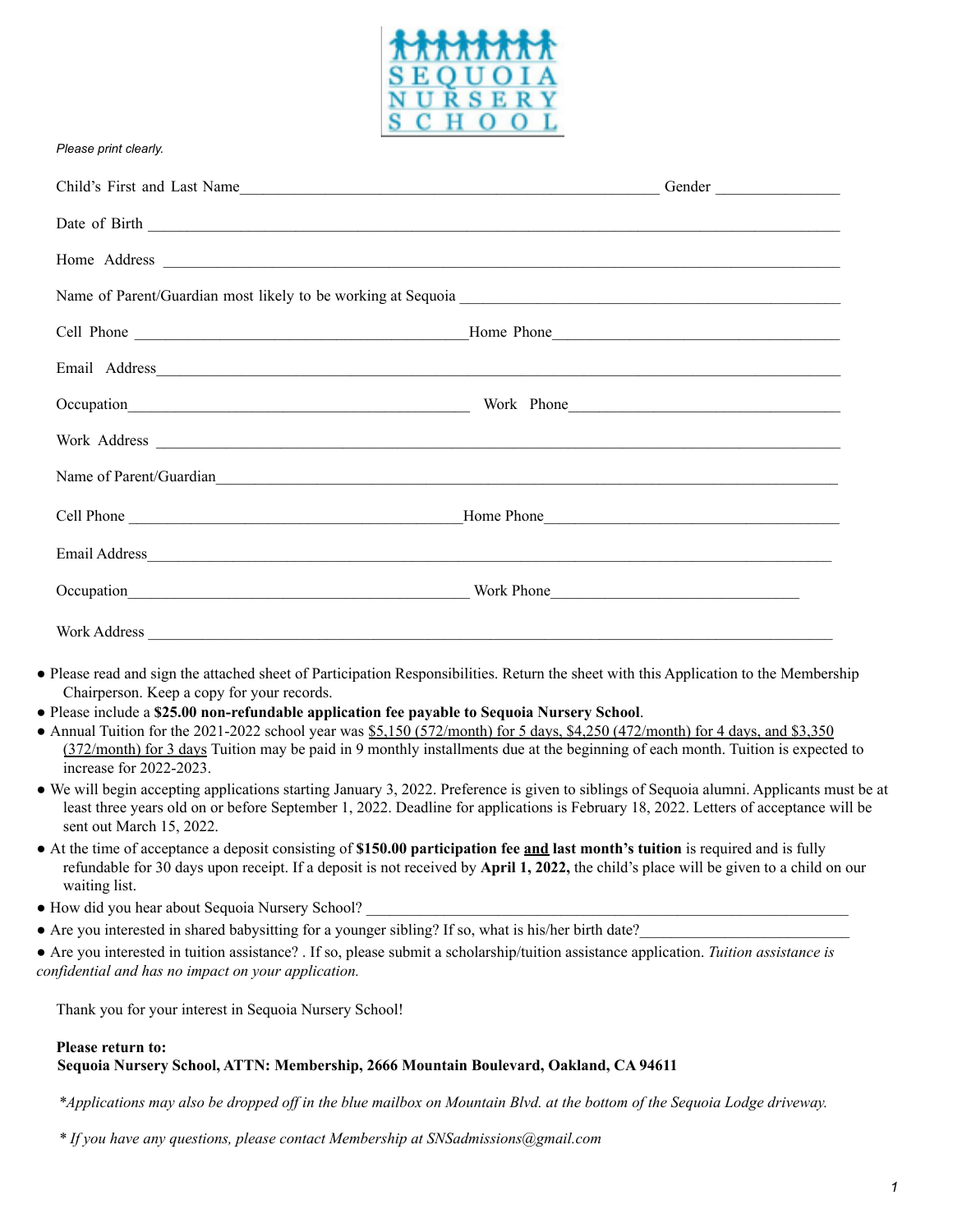# SEQUOIA NURSERY SCHOOL

*Please print clearly.*

Child's First and Last Name_______________________________________ Gender ____________

Date of Birth ____________________________________________________________________

Home Address ____________________________________________________________________

Name of Parent/Guardian most likely to be working at Sequoia _________________________________

Cell Phone ________________________________Home Phone_____________________________

Email Address____________________________________________________________________

Occupation________________________________ Work Phone___________________________

Work Address ____________________________________________________________________

Name of Parent/Guardian___________________________________________________________

Cell Phone ________________________________Home Phone_____________________________

Email Address____________________________________________________________________

Occupation________________________________ Work Phone___________________________

Work Address ____________________________________________________________________

- Please read and sign the attached sheet of Participation Responsibilities. Return the sheet with this Application to the Membership Chairperson. Keep a copy for your records.
- Please include a **$25.00 non-refundable application fee payable to Sequoia Nursery School**.
- Annual Tuition for the 2021-2022 school year was <u>$5,150 (572/month) for 5 days, $4,250 (472/month) for 4 days, and $3,350 (372/month) for 3 days</u> Tuition may be paid in 9 monthly installments due at the beginning of each month. Tuition is expected to increase for 2022-2023.
- We will begin accepting applications starting January 3, 2022. Preference is given to siblings of Sequoia alumni. Applicants must be at least three years old on or before September 1, 2022. Deadline for applications is February 18, 2022. Letters of acceptance will be sent out March 15, 2022.
- At the time of acceptance a deposit consisting of **$150.00 participation fee <u>and</u> last month's tuition** is required and is fully refundable for 30 days upon receipt. If a deposit is not received by **April 1, 2022,** the child's place will be given to a child on our waiting list.
- How did you hear about Sequoia Nursery School? ____________________________________________
- Are you interested in shared babysitting for a younger sibling? If so, what is his/her birth date?__________________
- Are you interested in tuition assistance? . If so, please submit a scholarship/tuition assistance application. *Tuition assistance is confidential and has no impact on your application.*

Thank you for your interest in Sequoia Nursery School!

**Please return to:**
**Sequoia Nursery School, ATTN: Membership, 2666 Mountain Boulevard, Oakland, CA 94611**

*\*Applications may also be dropped off in the blue mailbox on Mountain Blvd. at the bottom of the Sequoia Lodge driveway.*

*\* If you have any questions, please contact Membership at SNSadmissions@gmail.com*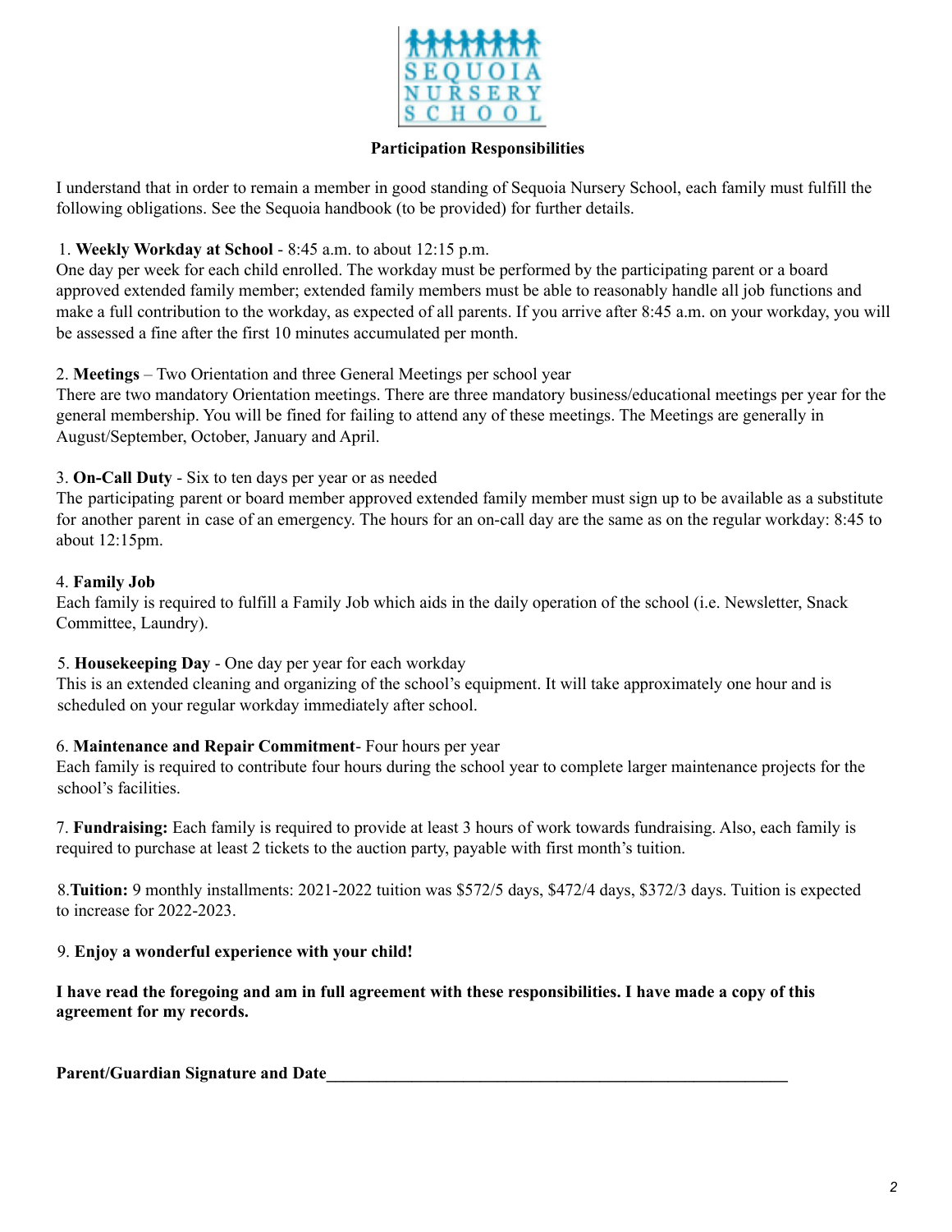SEQUOIA NURSERY SCHOOL

## Participation Responsibilities

I understand that in order to remain a member in good standing of Sequoia Nursery School, each family must fulfill the following obligations. See the Sequoia handbook (to be provided) for further details.

1. **Weekly Workday at School** - 8:45 a.m. to about 12:15 p.m.
One day per week for each child enrolled. The workday must be performed by the participating parent or a board approved extended family member; extended family members must be able to reasonably handle all job functions and make a full contribution to the workday, as expected of all parents. If you arrive after 8:45 a.m. on your workday, you will be assessed a fine after the first 10 minutes accumulated per month.

2. **Meetings** – Two Orientation and three General Meetings per school year
There are two mandatory Orientation meetings. There are three mandatory business/educational meetings per year for the general membership. You will be fined for failing to attend any of these meetings. The Meetings are generally in August/September, October, January and April.

3. **On-Call Duty** - Six to ten days per year or as needed
The participating parent or board member approved extended family member must sign up to be available as a substitute for another parent in case of an emergency. The hours for an on-call day are the same as on the regular workday: 8:45 to about 12:15pm.

4. **Family Job**
Each family is required to fulfill a Family Job which aids in the daily operation of the school (i.e. Newsletter, Snack Committee, Laundry).

5. **Housekeeping Day** - One day per year for each workday
This is an extended cleaning and organizing of the school's equipment. It will take approximately one hour and is scheduled on your regular workday immediately after school.

6. **Maintenance and Repair Commitment**- Four hours per year
Each family is required to contribute four hours during the school year to complete larger maintenance projects for the school's facilities.

7. **Fundraising:** Each family is required to provide at least 3 hours of work towards fundraising. Also, each family is required to purchase at least 2 tickets to the auction party, payable with first month's tuition.

8. **Tuition:** 9 monthly installments: 2021-2022 tuition was $572/5 days, $472/4 days, $372/3 days. Tuition is expected to increase for 2022-2023.

9. **Enjoy a wonderful experience with your child!**

**I have read the foregoing and am in full agreement with these responsibilities. I have made a copy of this agreement for my records.**

**Parent/Guardian Signature and Date**\_\_\_\_\_\_\_\_\_\_\_\_\_\_\_\_\_\_\_\_\_\_\_\_\_\_\_\_\_\_\_\_\_\_\_\_\_\_\_\_\_\_\_\_\_\_\_\_\_\_\_\_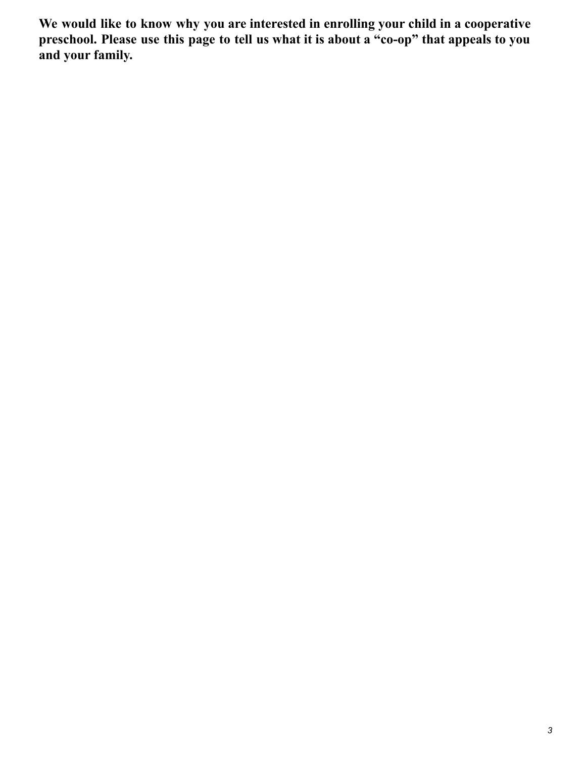**We would like to know why you are interested in enrolling your child in a cooperative preschool. Please use this page to tell us what it is about a "co-op" that appeals to you and your family.**